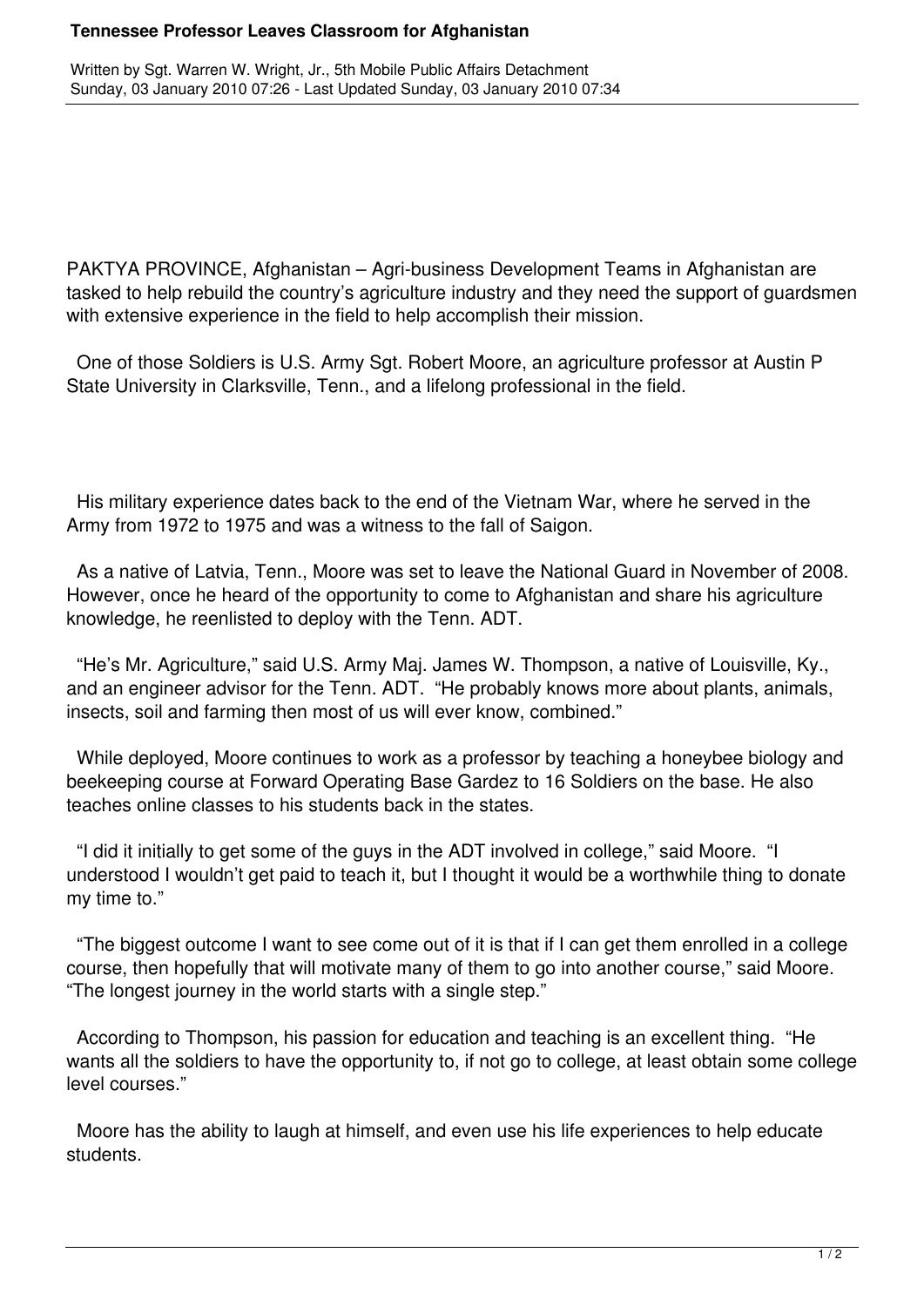# Tennessee Professor Leaves Classroom for Afghanistan

Written by Sgt. Warren W. Wright, Jr., 5th Mobile Public Affairs Detachment
Sunday, 03 January 2010 07:26 - Last Updated Sunday, 03 January 2010 07:34

PAKTYA PROVINCE, Afghanistan – Agri-business Development Teams in Afghanistan are tasked to help rebuild the country's agriculture industry and they need the support of guardsmen with extensive experience in the field to help accomplish their mission.

One of those Soldiers is U.S. Army Sgt. Robert Moore, an agriculture professor at Austin P State University in Clarksville, Tenn., and a lifelong professional in the field.

His military experience dates back to the end of the Vietnam War, where he served in the Army from 1972 to 1975 and was a witness to the fall of Saigon.

As a native of Latvia, Tenn., Moore was set to leave the National Guard in November of 2008. However, once he heard of the opportunity to come to Afghanistan and share his agriculture knowledge, he reenlisted to deploy with the Tenn. ADT.

"He's Mr. Agriculture," said U.S. Army Maj. James W. Thompson, a native of Louisville, Ky., and an engineer advisor for the Tenn. ADT. "He probably knows more about plants, animals, insects, soil and farming then most of us will ever know, combined."

While deployed, Moore continues to work as a professor by teaching a honeybee biology and beekeeping course at Forward Operating Base Gardez to 16 Soldiers on the base. He also teaches online classes to his students back in the states.

"I did it initially to get some of the guys in the ADT involved in college," said Moore. "I understood I wouldn't get paid to teach it, but I thought it would be a worthwhile thing to donate my time to."

"The biggest outcome I want to see come out of it is that if I can get them enrolled in a college course, then hopefully that will motivate many of them to go into another course," said Moore. "The longest journey in the world starts with a single step."

According to Thompson, his passion for education and teaching is an excellent thing. "He wants all the soldiers to have the opportunity to, if not go to college, at least obtain some college level courses."

Moore has the ability to laugh at himself, and even use his life experiences to help educate students.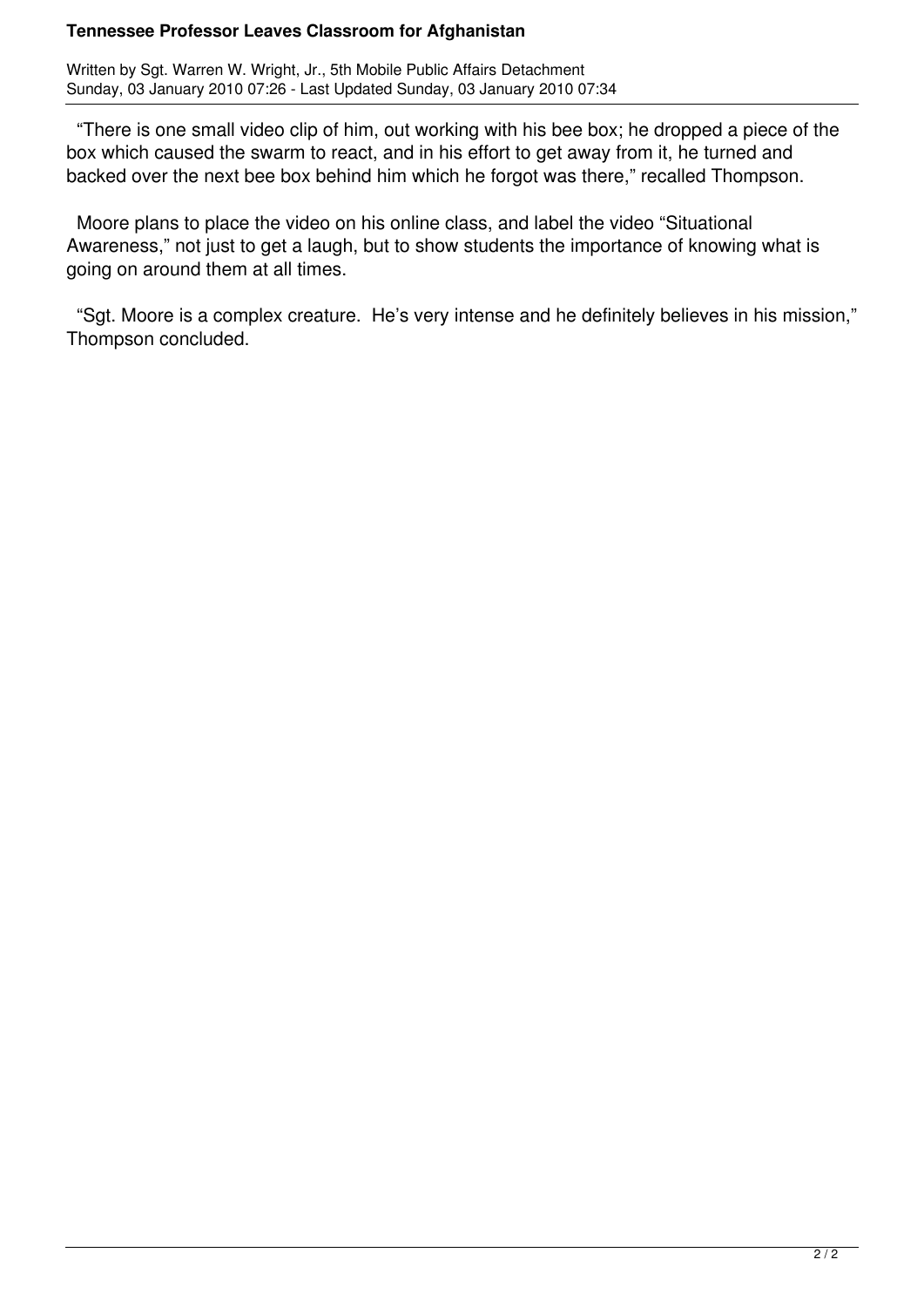"There is one small video clip of him, out working with his bee box; he dropped a piece of the box which caused the swarm to react, and in his effort to get away from it, he turned and backed over the next bee box behind him which he forgot was there," recalled Thompson.

Moore plans to place the video on his online class, and label the video "Situational Awareness," not just to get a laugh, but to show students the importance of knowing what is going on around them at all times.

"Sgt. Moore is a complex creature. He's very intense and he definitely believes in his mission," Thompson concluded.